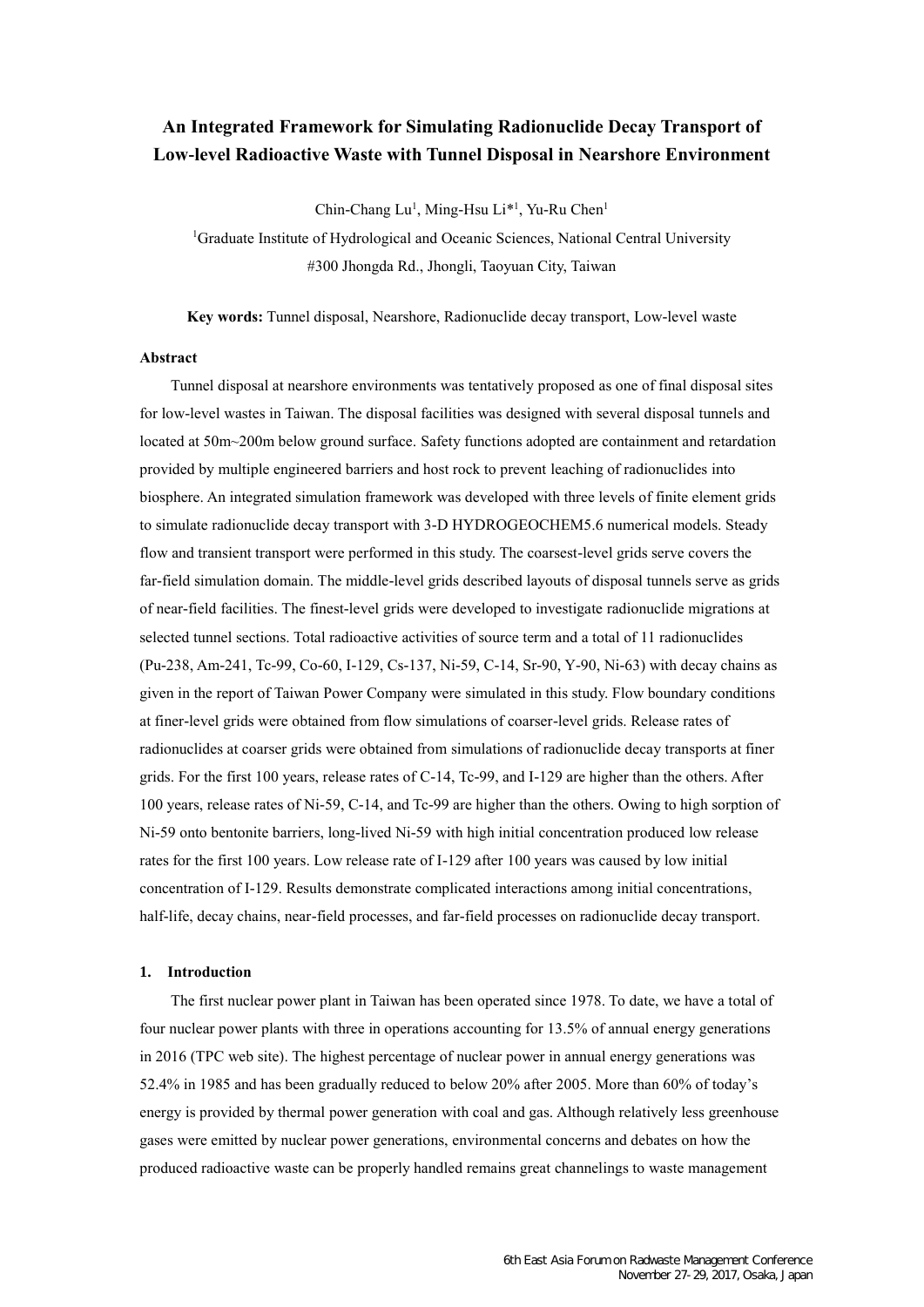# An Integrated Framework for Simulating Radionuclide Decay Transport of Low-level Radioactive Waste with Tunnel Disposal in Nearshore Environment

Chin-Chang Lu[1], Ming-Hsu Li*[1], Yu-Ru Chen[1]

[1]Graduate Institute of Hydrological and Oceanic Sciences, National Central University
#300 Jhongda Rd., Jhongli, Taoyuan City, Taiwan

**Key words:** Tunnel disposal, Nearshore, Radionuclide decay transport, Low-level waste

## Abstract

Tunnel disposal at nearshore environments was tentatively proposed as one of final disposal sites for low-level wastes in Taiwan. The disposal facilities was designed with several disposal tunnels and located at 50m~200m below ground surface. Safety functions adopted are containment and retardation provided by multiple engineered barriers and host rock to prevent leaching of radionuclides into biosphere. An integrated simulation framework was developed with three levels of finite element grids to simulate radionuclide decay transport with 3-D HYDROGEOCHEM5.6 numerical models. Steady flow and transient transport were performed in this study. The coarsest-level grids serve covers the far-field simulation domain. The middle-level grids described layouts of disposal tunnels serve as grids of near-field facilities. The finest-level grids were developed to investigate radionuclide migrations at selected tunnel sections. Total radioactive activities of source term and a total of 11 radionuclides (Pu-238, Am-241, Tc-99, Co-60, I-129, Cs-137, Ni-59, C-14, Sr-90, Y-90, Ni-63) with decay chains as given in the report of Taiwan Power Company were simulated in this study. Flow boundary conditions at finer-level grids were obtained from flow simulations of coarser-level grids. Release rates of radionuclides at coarser grids were obtained from simulations of radionuclide decay transports at finer grids. For the first 100 years, release rates of C-14, Tc-99, and I-129 are higher than the others. After 100 years, release rates of Ni-59, C-14, and Tc-99 are higher than the others. Owing to high sorption of Ni-59 onto bentonite barriers, long-lived Ni-59 with high initial concentration produced low release rates for the first 100 years. Low release rate of I-129 after 100 years was caused by low initial concentration of I-129. Results demonstrate complicated interactions among initial concentrations, half-life, decay chains, near-field processes, and far-field processes on radionuclide decay transport.

## 1. Introduction

The first nuclear power plant in Taiwan has been operated since 1978. To date, we have a total of four nuclear power plants with three in operations accounting for 13.5% of annual energy generations in 2016 (TPC web site). The highest percentage of nuclear power in annual energy generations was 52.4% in 1985 and has been gradually reduced to below 20% after 2005. More than 60% of today's energy is provided by thermal power generation with coal and gas. Although relatively less greenhouse gases were emitted by nuclear power generations, environmental concerns and debates on how the produced radioactive waste can be properly handled remains great channelings to waste management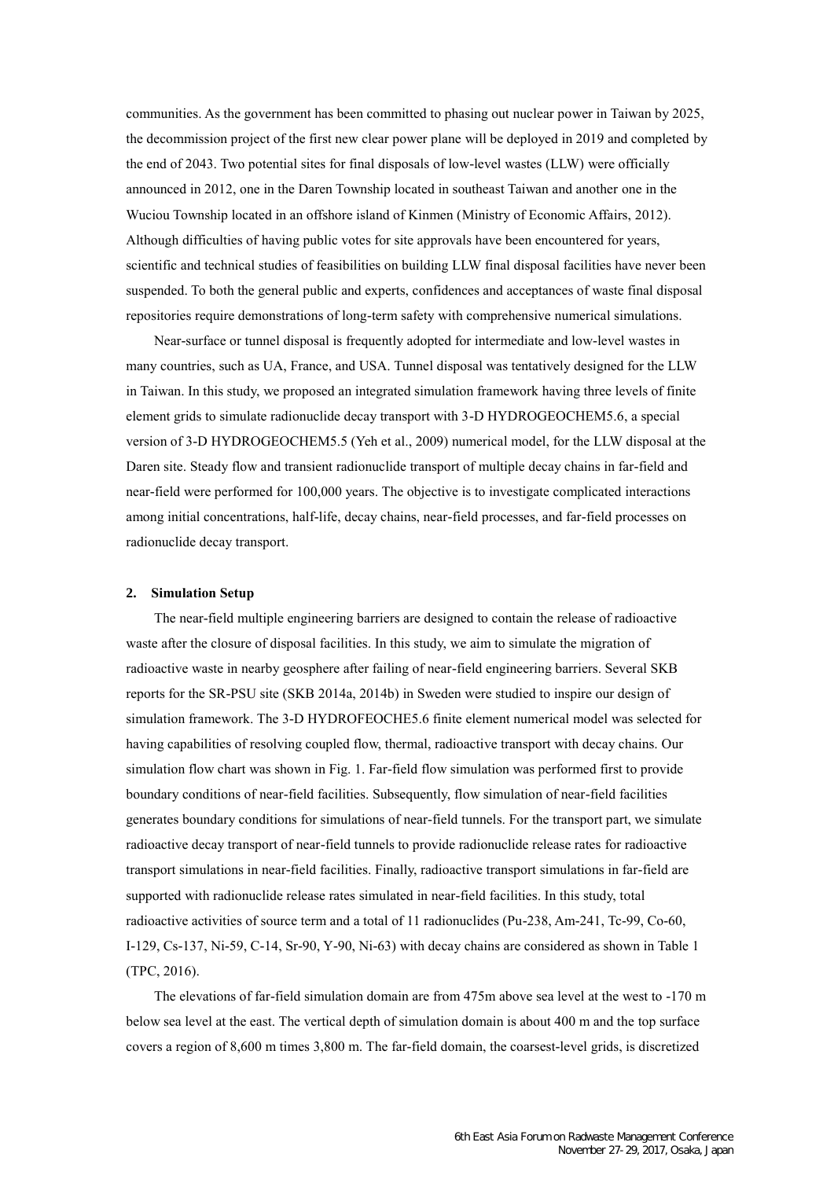communities. As the government has been committed to phasing out nuclear power in Taiwan by 2025, the decommission project of the first new clear power plane will be deployed in 2019 and completed by the end of 2043. Two potential sites for final disposals of low-level wastes (LLW) were officially announced in 2012, one in the Daren Township located in southeast Taiwan and another one in the Wuciou Township located in an offshore island of Kinmen (Ministry of Economic Affairs, 2012). Although difficulties of having public votes for site approvals have been encountered for years, scientific and technical studies of feasibilities on building LLW final disposal facilities have never been suspended. To both the general public and experts, confidences and acceptances of waste final disposal repositories require demonstrations of long-term safety with comprehensive numerical simulations.

Near-surface or tunnel disposal is frequently adopted for intermediate and low-level wastes in many countries, such as UA, France, and USA. Tunnel disposal was tentatively designed for the LLW in Taiwan. In this study, we proposed an integrated simulation framework having three levels of finite element grids to simulate radionuclide decay transport with 3-D HYDROGEOCHEM5.6, a special version of 3-D HYDROGEOCHEM5.5 (Yeh et al., 2009) numerical model, for the LLW disposal at the Daren site. Steady flow and transient radionuclide transport of multiple decay chains in far-field and near-field were performed for 100,000 years. The objective is to investigate complicated interactions among initial concentrations, half-life, decay chains, near-field processes, and far-field processes on radionuclide decay transport.

## 2. Simulation Setup

The near-field multiple engineering barriers are designed to contain the release of radioactive waste after the closure of disposal facilities. In this study, we aim to simulate the migration of radioactive waste in nearby geosphere after failing of near-field engineering barriers. Several SKB reports for the SR-PSU site (SKB 2014a, 2014b) in Sweden were studied to inspire our design of simulation framework. The 3-D HYDROFEOCHE5.6 finite element numerical model was selected for having capabilities of resolving coupled flow, thermal, radioactive transport with decay chains. Our simulation flow chart was shown in Fig. 1. Far-field flow simulation was performed first to provide boundary conditions of near-field facilities. Subsequently, flow simulation of near-field facilities generates boundary conditions for simulations of near-field tunnels. For the transport part, we simulate radioactive decay transport of near-field tunnels to provide radionuclide release rates for radioactive transport simulations in near-field facilities. Finally, radioactive transport simulations in far-field are supported with radionuclide release rates simulated in near-field facilities. In this study, total radioactive activities of source term and a total of 11 radionuclides (Pu-238, Am-241, Tc-99, Co-60, I-129, Cs-137, Ni-59, C-14, Sr-90, Y-90, Ni-63) with decay chains are considered as shown in Table 1 (TPC, 2016).

The elevations of far-field simulation domain are from 475m above sea level at the west to -170 m below sea level at the east. The vertical depth of simulation domain is about 400 m and the top surface covers a region of 8,600 m times 3,800 m. The far-field domain, the coarsest-level grids, is discretized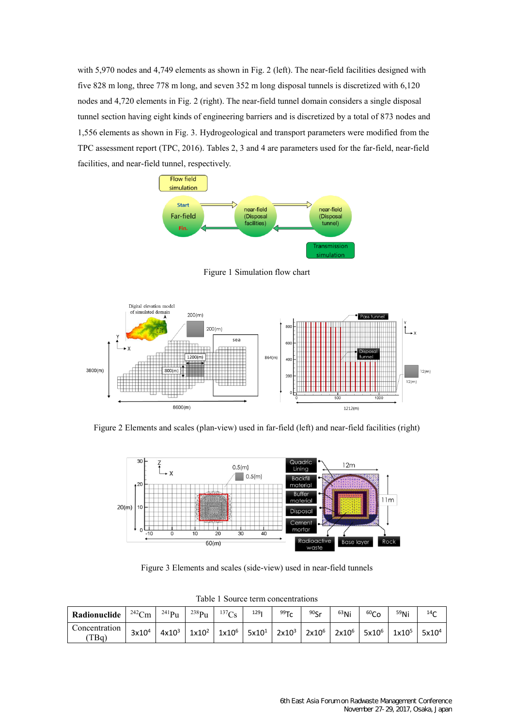with 5,970 nodes and 4,749 elements as shown in Fig. 2 (left). The near-field facilities designed with five 828 m long, three 778 m long, and seven 352 m long disposal tunnels is discretized with 6,120 nodes and 4,720 elements in Fig. 2 (right). The near-field tunnel domain considers a single disposal tunnel section having eight kinds of engineering barriers and is discretized by a total of 873 nodes and 1,556 elements as shown in Fig. 3. Hydrogeological and transport parameters were modified from the TPC assessment report (TPC, 2016). Tables 2, 3 and 4 are parameters used for the far-field, near-field facilities, and near-field tunnel, respectively.

Figure 1 Simulation flow chart

Figure 2 Elements and scales (plan-view) used in far-field (left) and near-field facilities (right)

Figure 3 Elements and scales (side-view) used in near-field tunnels

Table 1 Source term concentrations

| **Radionuclide** | $^{242}$Cm | $^{241}$Pu | $^{238}$Pu | $^{137}$Cs | $^{129}$I | $^{99}$Tc | $^{90}$Sr | $^{63}$Ni | $^{60}$Co | $^{59}$Ni | $^{14}$C |
|---|---|---|---|---|---|---|---|---|---|---|---|
| Concentration (TBq) | $3x10^4$ | $4x10^3$ | $1x10^2$ | $1x10^6$ | $5x10^1$ | $2x10^3$ | $2x10^6$ | $2x10^6$ | $5x10^6$ | $1x10^5$ | $5x10^4$ |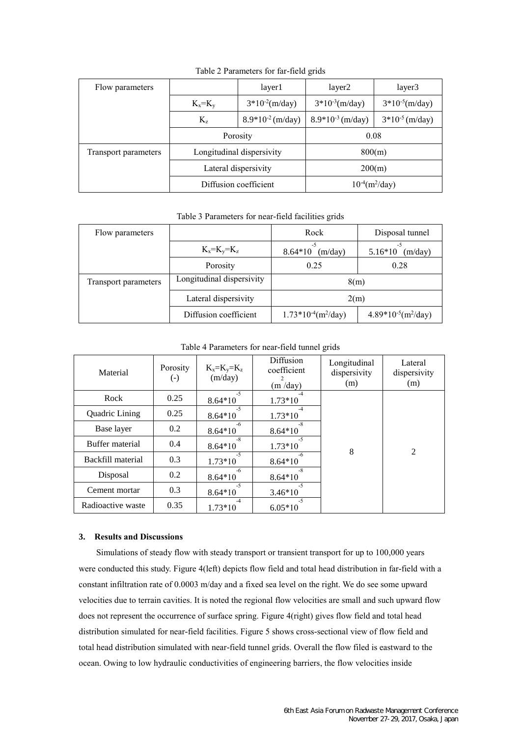Table 2 Parameters for far-field grids

| Flow parameters | | layer1 | layer2 | layer3 |
|---|---|---|---|---|
| | $K_x=K_y$ | $3*10^{-2}$(m/day) | $3*10^{-3}$(m/day) | $3*10^{-5}$(m/day) |
| | $K_z$ | $8.9*10^{-2}$ (m/day) | $8.9*10^{-3}$ (m/day) | $3*10^{-5}$ (m/day) |
| | Porosity | | 0.08 | |
| Transport parameters | Longitudinal dispersivity | | 800(m) | |
| | Lateral dispersivity | | 200(m) | |
| | Diffusion coefficient | | $10^{-4}$($m^2$/day) | |

Table 3 Parameters for near-field facilities grids

| Flow parameters | | Rock | Disposal tunnel |
|---|---|---|---|
| | $K_x=K_y=K_z$ | $8.64*10^{-5}$ (m/day) | $5.16*10^{-5}$ (m/day) |
| | Porosity | 0.25 | 0.28 |
| Transport parameters | Longitudinal dispersivity | 8(m) | |
| | Lateral dispersivity | 2(m) | |
| | Diffusion coefficient | $1.73*10^{-4}$($m^2$/day) | $4.89*10^{-5}$($m^2$/day) |

Table 4 Parameters for near-field tunnel grids

| Material | Porosity (-) | $K_x=K_y=K_z$ (m/day) | Diffusion coefficient ($m^2$/day) | Longitudinal dispersivity (m) | Lateral dispersivity (m) |
|---|---|---|---|---|---|
| Rock | 0.25 | $8.64*10^{-5}$ | $1.73*10^{-4}$ | 8 | 2 |
| Quadric Lining | 0.25 | $8.64*10^{-5}$ | $1.73*10^{-4}$ | | |
| Base layer | 0.2 | $8.64*10^{-6}$ | $8.64*10^{-8}$ | | |
| Buffer material | 0.4 | $8.64*10^{-8}$ | $1.73*10^{-5}$ | | |
| Backfill material | 0.3 | $1.73*10^{-5}$ | $8.64*10^{-6}$ | | |
| Disposal | 0.2 | $8.64*10^{-6}$ | $8.64*10^{-8}$ | | |
| Cement mortar | 0.3 | $8.64*10^{-5}$ | $3.46*10^{-5}$ | | |
| Radioactive waste | 0.35 | $1.73*10^{-4}$ | $6.05*10^{-5}$ | | |

### 3. Results and Discussions

Simulations of steady flow with steady transport or transient transport for up to 100,000 years were conducted this study. Figure 4(left) depicts flow field and total head distribution in far-field with a constant infiltration rate of 0.0003 m/day and a fixed sea level on the right. We do see some upward velocities due to terrain cavities. It is noted the regional flow velocities are small and such upward flow does not represent the occurrence of surface spring. Figure 4(right) gives flow field and total head distribution simulated for near-field facilities. Figure 5 shows cross-sectional view of flow field and total head distribution simulated with near-field tunnel grids. Overall the flow filed is eastward to the ocean. Owing to low hydraulic conductivities of engineering barriers, the flow velocities inside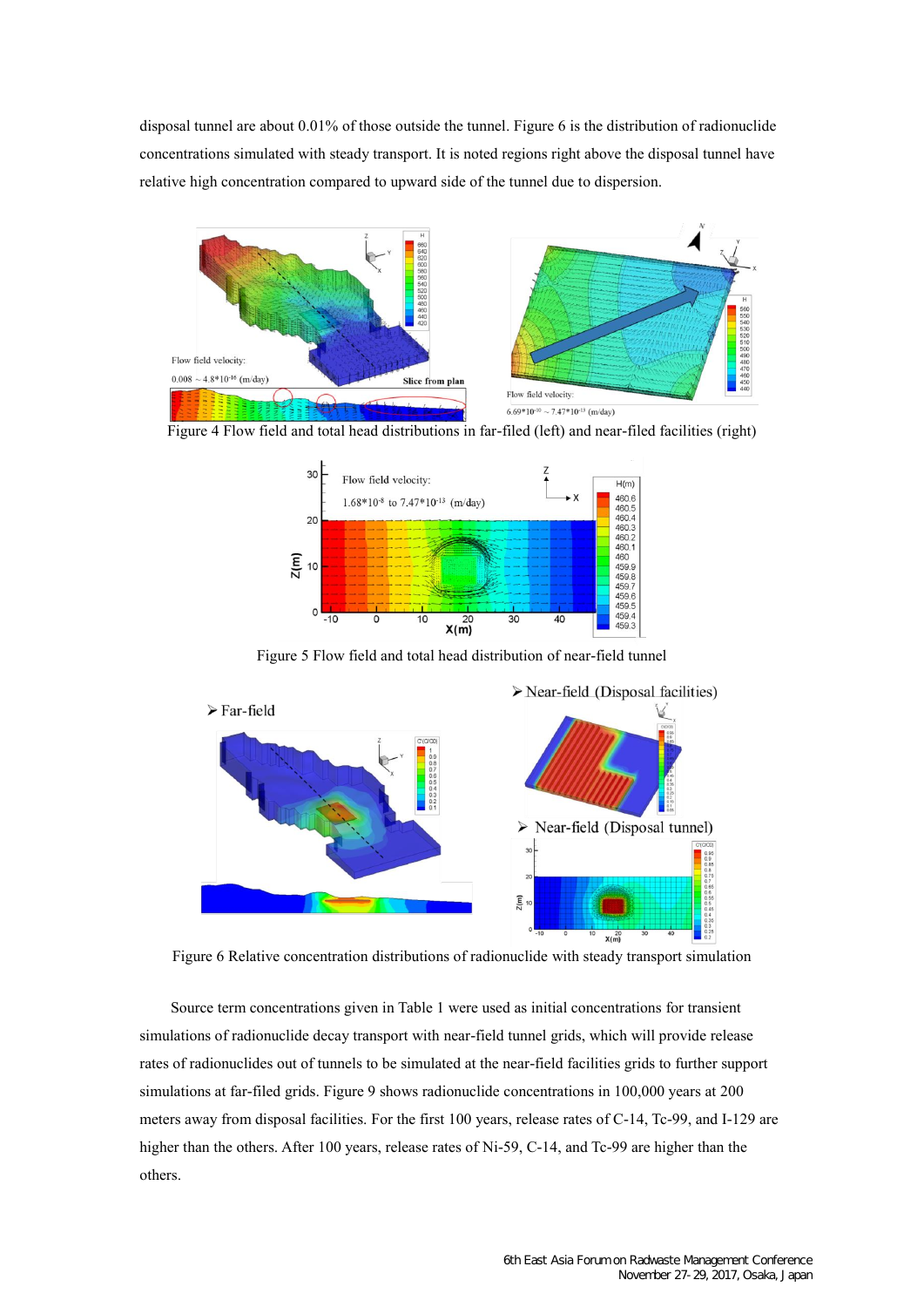disposal tunnel are about 0.01% of those outside the tunnel. Figure 6 is the distribution of radionuclide concentrations simulated with steady transport. It is noted regions right above the disposal tunnel have relative high concentration compared to upward side of the tunnel due to dispersion.

Figure 4 Flow field and total head distributions in far-filed (left) and near-filed facilities (right)

Figure 5 Flow field and total head distribution of near-field tunnel

Figure 6 Relative concentration distributions of radionuclide with steady transport simulation

Source term concentrations given in Table 1 were used as initial concentrations for transient simulations of radionuclide decay transport with near-field tunnel grids, which will provide release rates of radionuclides out of tunnels to be simulated at the near-field facilities grids to further support simulations at far-filed grids. Figure 9 shows radionuclide concentrations in 100,000 years at 200 meters away from disposal facilities. For the first 100 years, release rates of C-14, Tc-99, and I-129 are higher than the others. After 100 years, release rates of Ni-59, C-14, and Tc-99 are higher than the others.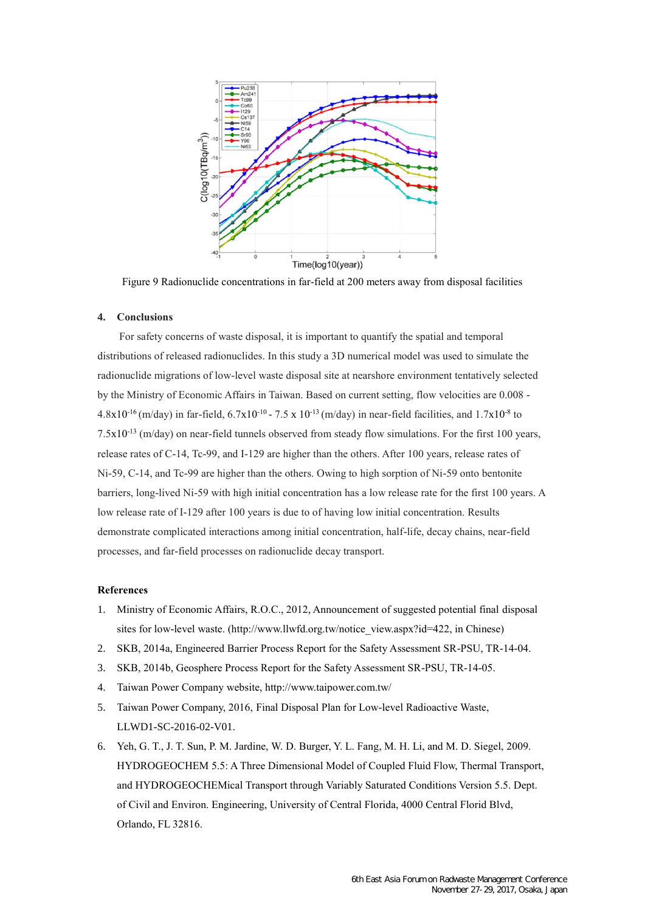Pu238
Am241
Tc99
Co60
I129
Cs137
Ni59
C14
Sr90
Y90
Ni63

C(log10(TBq/m³))

5
0
-5
-10
-15
-20
-25
-30
-35
-40

-1
0
1
2
3
4
5

Time(log10(year))

Figure 9 Radionuclide concentrations in far-field at 200 meters away from disposal facilities

## 4. Conclusions

For safety concerns of waste disposal, it is important to quantify the spatial and temporal distributions of released radionuclides. In this study a 3D numerical model was used to simulate the radionuclide migrations of low-level waste disposal site at nearshore environment tentatively selected by the Ministry of Economic Affairs in Taiwan. Based on current setting, flow velocities are 0.008 - $4.8 \times 10^{-16}$ (m/day) in far-field, $6.7 \times 10^{-10}$ - $7.5 \times 10^{-13}$ (m/day) in near-field facilities, and $1.7 \times 10^{-8}$ to $7.5 \times 10^{-13}$ (m/day) on near-field tunnels observed from steady flow simulations. For the first 100 years, release rates of C-14, Tc-99, and I-129 are higher than the others. After 100 years, release rates of Ni-59, C-14, and Tc-99 are higher than the others. Owing to high sorption of Ni-59 onto bentonite barriers, long-lived Ni-59 with high initial concentration has a low release rate for the first 100 years. A low release rate of I-129 after 100 years is due to of having low initial concentration. Results demonstrate complicated interactions among initial concentration, half-life, decay chains, near-field processes, and far-field processes on radionuclide decay transport.

## References

1. Ministry of Economic Affairs, R.O.C., 2012, Announcement of suggested potential final disposal sites for low-level waste. (http://www.llwfd.org.tw/notice_view.aspx?id=422, in Chinese)
2. SKB, 2014a, Engineered Barrier Process Report for the Safety Assessment SR-PSU, TR-14-04.
3. SKB, 2014b, Geosphere Process Report for the Safety Assessment SR-PSU, TR-14-05.
4. Taiwan Power Company website, http://www.taipower.com.tw/
5. Taiwan Power Company, 2016, Final Disposal Plan for Low-level Radioactive Waste, LLWD1-SC-2016-02-V01.
6. Yeh, G. T., J. T. Sun, P. M. Jardine, W. D. Burger, Y. L. Fang, M. H. Li, and M. D. Siegel, 2009. HYDROGEOCHEM 5.5: A Three Dimensional Model of Coupled Fluid Flow, Thermal Transport, and HYDROGEOCHEMical Transport through Variably Saturated Conditions Version 5.5. Dept. of Civil and Environ. Engineering, University of Central Florida, 4000 Central Florid Blvd, Orlando, FL 32816.